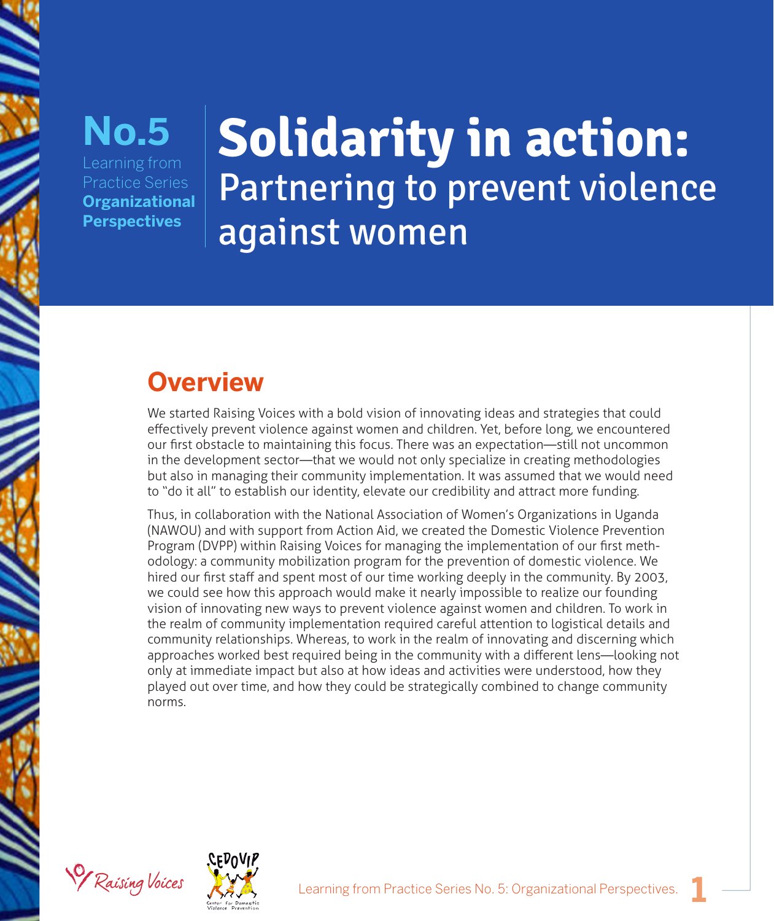**No.5**
Learning from Practice Series
**Organizational Perspectives**

# Solidarity in action: Partnering to prevent violence against women

## Overview

We started Raising Voices with a bold vision of innovating ideas and strategies that could effectively prevent violence against women and children. Yet, before long, we encountered our first obstacle to maintaining this focus. There was an expectation—still not uncommon in the development sector—that we would not only specialize in creating methodologies but also in managing their community implementation. It was assumed that we would need to "do it all" to establish our identity, elevate our credibility and attract more funding.

Thus, in collaboration with the National Association of Women's Organizations in Uganda (NAWOU) and with support from Action Aid, we created the Domestic Violence Prevention Program (DVPP) within Raising Voices for managing the implementation of our first methodology: a community mobilization program for the prevention of domestic violence. We hired our first staff and spent most of our time working deeply in the community. By 2003, we could see how this approach would make it nearly impossible to realize our founding vision of innovating new ways to prevent violence against women and children. To work in the realm of community implementation required careful attention to logistical details and community relationships. Whereas, to work in the realm of innovating and discerning which approaches worked best required being in the community with a different lens—looking not only at immediate impact but also at how ideas and activities were understood, how they played out over time, and how they could be strategically combined to change community norms.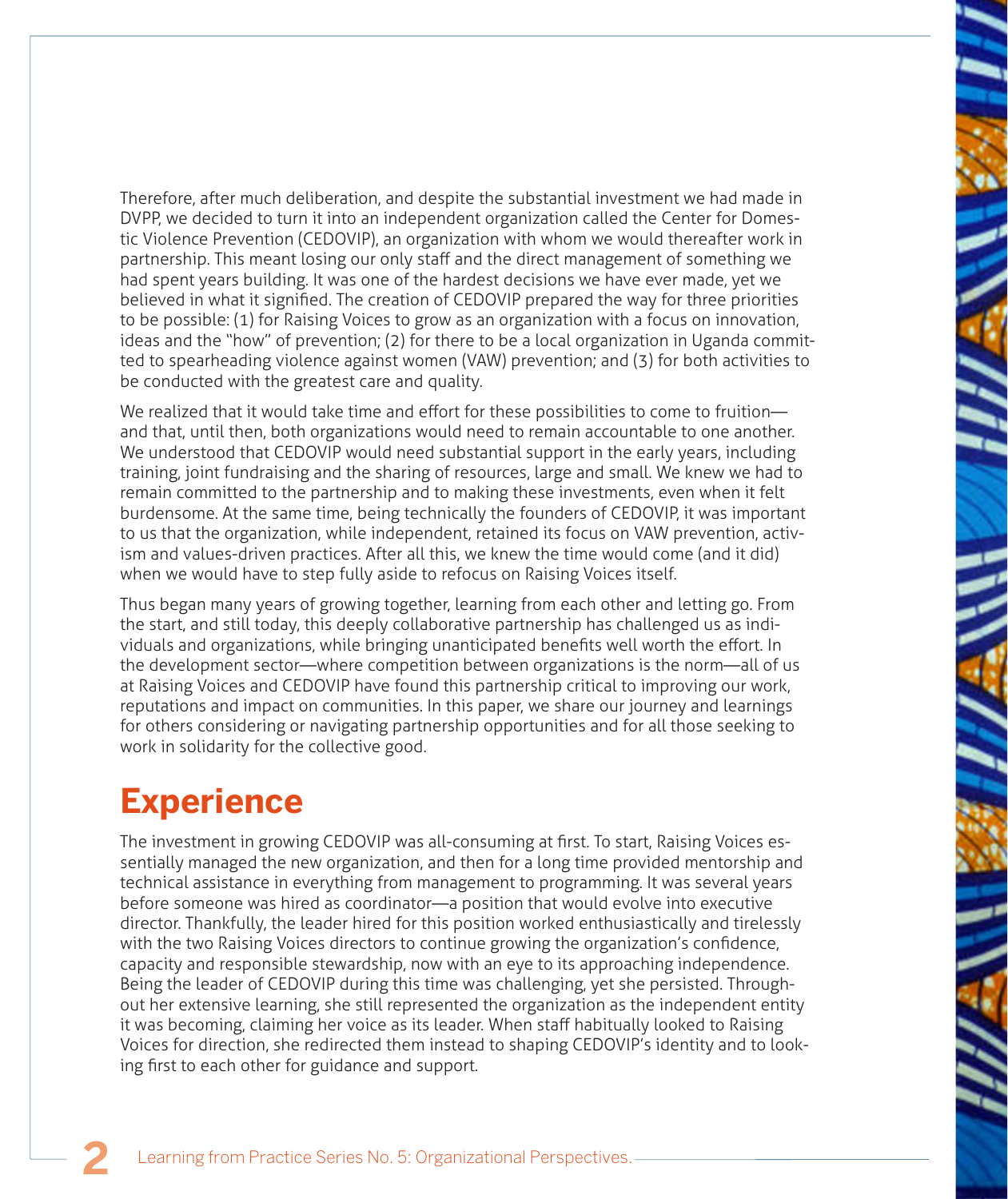Therefore, after much deliberation, and despite the substantial investment we had made in DVPP, we decided to turn it into an independent organization called the Center for Domestic Violence Prevention (CEDOVIP), an organization with whom we would thereafter work in partnership. This meant losing our only staff and the direct management of something we had spent years building. It was one of the hardest decisions we have ever made, yet we believed in what it signified. The creation of CEDOVIP prepared the way for three priorities to be possible: (1) for Raising Voices to grow as an organization with a focus on innovation, ideas and the "how" of prevention; (2) for there to be a local organization in Uganda committed to spearheading violence against women (VAW) prevention; and (3) for both activities to be conducted with the greatest care and quality.

We realized that it would take time and effort for these possibilities to come to fruition—and that, until then, both organizations would need to remain accountable to one another. We understood that CEDOVIP would need substantial support in the early years, including training, joint fundraising and the sharing of resources, large and small. We knew we had to remain committed to the partnership and to making these investments, even when it felt burdensome. At the same time, being technically the founders of CEDOVIP, it was important to us that the organization, while independent, retained its focus on VAW prevention, activism and values-driven practices. After all this, we knew the time would come (and it did) when we would have to step fully aside to refocus on Raising Voices itself.

Thus began many years of growing together, learning from each other and letting go. From the start, and still today, this deeply collaborative partnership has challenged us as individuals and organizations, while bringing unanticipated benefits well worth the effort. In the development sector—where competition between organizations is the norm—all of us at Raising Voices and CEDOVIP have found this partnership critical to improving our work, reputations and impact on communities. In this paper, we share our journey and learnings for others considering or navigating partnership opportunities and for all those seeking to work in solidarity for the collective good.

## Experience

The investment in growing CEDOVIP was all-consuming at first. To start, Raising Voices essentially managed the new organization, and then for a long time provided mentorship and technical assistance in everything from management to programming. It was several years before someone was hired as coordinator—a position that would evolve into executive director. Thankfully, the leader hired for this position worked enthusiastically and tirelessly with the two Raising Voices directors to continue growing the organization's confidence, capacity and responsible stewardship, now with an eye to its approaching independence. Being the leader of CEDOVIP during this time was challenging, yet she persisted. Throughout her extensive learning, she still represented the organization as the independent entity it was becoming, claiming her voice as its leader. When staff habitually looked to Raising Voices for direction, she redirected them instead to shaping CEDOVIP's identity and to looking first to each other for guidance and support.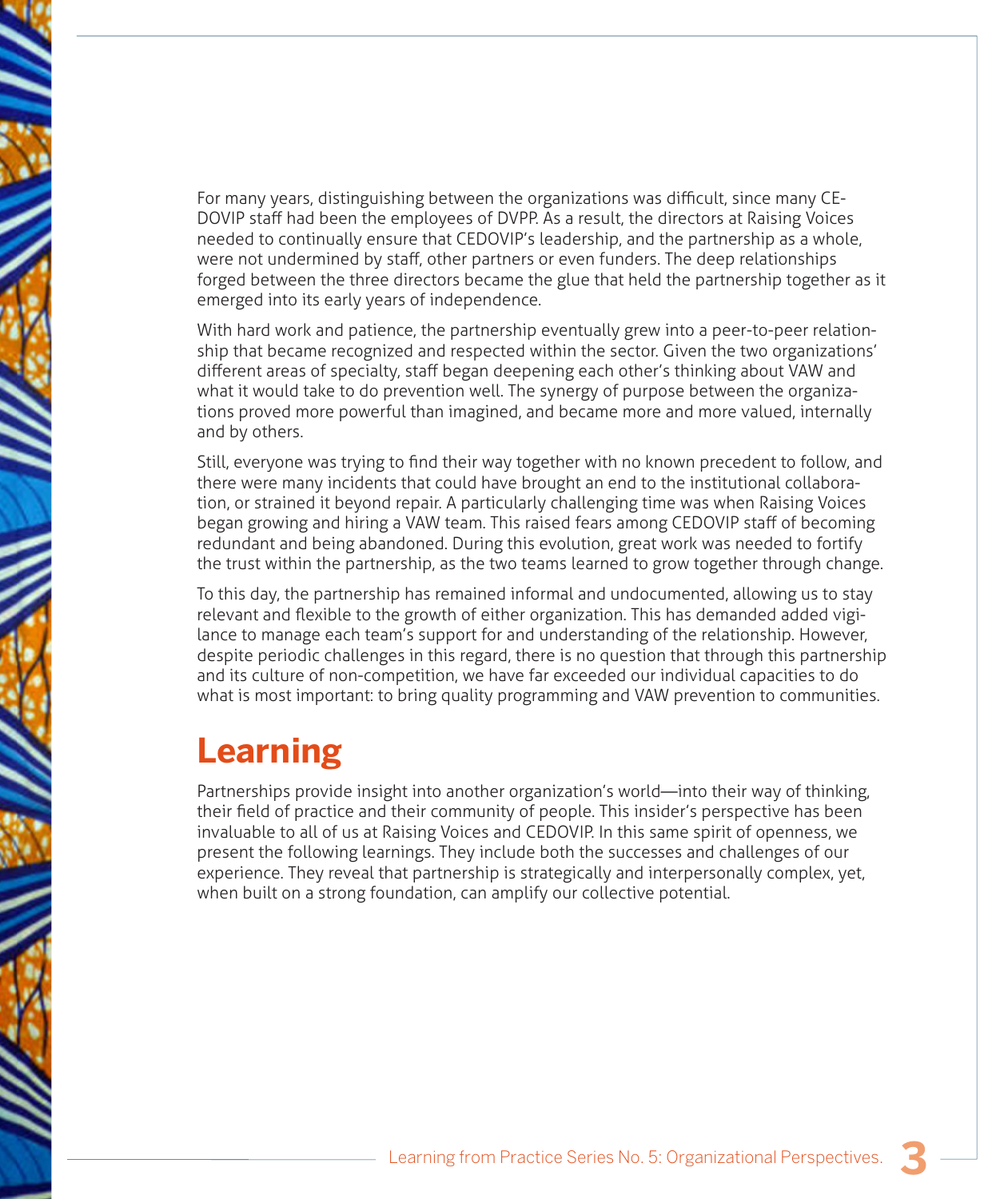For many years, distinguishing between the organizations was difficult, since many CEDOVIP staff had been the employees of DVPP. As a result, the directors at Raising Voices needed to continually ensure that CEDOVIP's leadership, and the partnership as a whole, were not undermined by staff, other partners or even funders. The deep relationships forged between the three directors became the glue that held the partnership together as it emerged into its early years of independence.

With hard work and patience, the partnership eventually grew into a peer-to-peer relationship that became recognized and respected within the sector. Given the two organizations' different areas of specialty, staff began deepening each other's thinking about VAW and what it would take to do prevention well. The synergy of purpose between the organizations proved more powerful than imagined, and became more and more valued, internally and by others.

Still, everyone was trying to find their way together with no known precedent to follow, and there were many incidents that could have brought an end to the institutional collaboration, or strained it beyond repair. A particularly challenging time was when Raising Voices began growing and hiring a VAW team. This raised fears among CEDOVIP staff of becoming redundant and being abandoned. During this evolution, great work was needed to fortify the trust within the partnership, as the two teams learned to grow together through change.

To this day, the partnership has remained informal and undocumented, allowing us to stay relevant and flexible to the growth of either organization. This has demanded added vigilance to manage each team's support for and understanding of the relationship. However, despite periodic challenges in this regard, there is no question that through this partnership and its culture of non-competition, we have far exceeded our individual capacities to do what is most important: to bring quality programming and VAW prevention to communities.

# Learning

Partnerships provide insight into another organization's world—into their way of thinking, their field of practice and their community of people. This insider's perspective has been invaluable to all of us at Raising Voices and CEDOVIP. In this same spirit of openness, we present the following learnings. They include both the successes and challenges of our experience. They reveal that partnership is strategically and interpersonally complex, yet, when built on a strong foundation, can amplify our collective potential.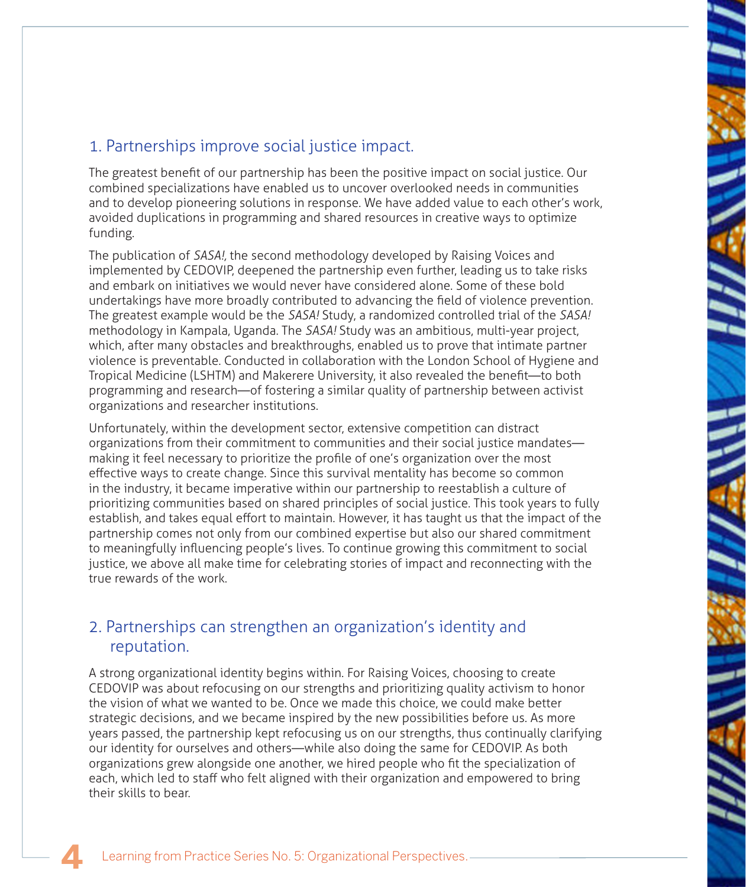## 1. Partnerships improve social justice impact.

The greatest benefit of our partnership has been the positive impact on social justice. Our combined specializations have enabled us to uncover overlooked needs in communities and to develop pioneering solutions in response. We have added value to each other's work, avoided duplications in programming and shared resources in creative ways to optimize funding.

The publication of *SASA!*, the second methodology developed by Raising Voices and implemented by CEDOVIP, deepened the partnership even further, leading us to take risks and embark on initiatives we would never have considered alone. Some of these bold undertakings have more broadly contributed to advancing the field of violence prevention. The greatest example would be the *SASA!* Study, a randomized controlled trial of the *SASA!* methodology in Kampala, Uganda. The *SASA!* Study was an ambitious, multi-year project, which, after many obstacles and breakthroughs, enabled us to prove that intimate partner violence is preventable. Conducted in collaboration with the London School of Hygiene and Tropical Medicine (LSHTM) and Makerere University, it also revealed the benefit—to both programming and research—of fostering a similar quality of partnership between activist organizations and researcher institutions.

Unfortunately, within the development sector, extensive competition can distract organizations from their commitment to communities and their social justice mandates—making it feel necessary to prioritize the profile of one's organization over the most effective ways to create change. Since this survival mentality has become so common in the industry, it became imperative within our partnership to reestablish a culture of prioritizing communities based on shared principles of social justice. This took years to fully establish, and takes equal effort to maintain. However, it has taught us that the impact of the partnership comes not only from our combined expertise but also our shared commitment to meaningfully influencing people's lives. To continue growing this commitment to social justice, we above all make time for celebrating stories of impact and reconnecting with the true rewards of the work.

## 2. Partnerships can strengthen an organization's identity and reputation.

A strong organizational identity begins within. For Raising Voices, choosing to create CEDOVIP was about refocusing on our strengths and prioritizing quality activism to honor the vision of what we wanted to be. Once we made this choice, we could make better strategic decisions, and we became inspired by the new possibilities before us. As more years passed, the partnership kept refocusing us on our strengths, thus continually clarifying our identity for ourselves and others—while also doing the same for CEDOVIP. As both organizations grew alongside one another, we hired people who fit the specialization of each, which led to staff who felt aligned with their organization and empowered to bring their skills to bear.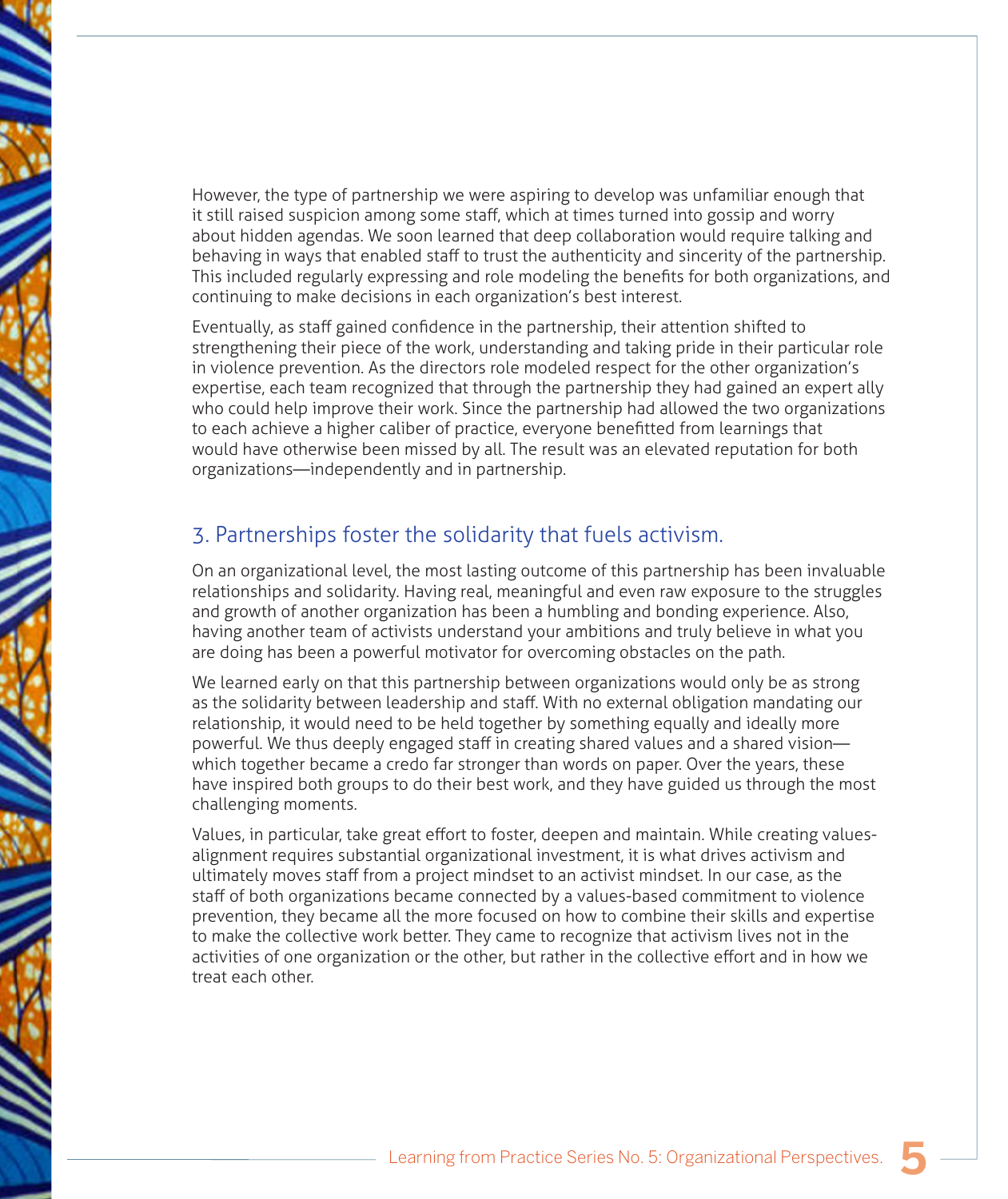However, the type of partnership we were aspiring to develop was unfamiliar enough that it still raised suspicion among some staff, which at times turned into gossip and worry about hidden agendas. We soon learned that deep collaboration would require talking and behaving in ways that enabled staff to trust the authenticity and sincerity of the partnership. This included regularly expressing and role modeling the benefits for both organizations, and continuing to make decisions in each organization's best interest.

Eventually, as staff gained confidence in the partnership, their attention shifted to strengthening their piece of the work, understanding and taking pride in their particular role in violence prevention. As the directors role modeled respect for the other organization's expertise, each team recognized that through the partnership they had gained an expert ally who could help improve their work. Since the partnership had allowed the two organizations to each achieve a higher caliber of practice, everyone benefitted from learnings that would have otherwise been missed by all. The result was an elevated reputation for both organizations—independently and in partnership.

## 3. Partnerships foster the solidarity that fuels activism.

On an organizational level, the most lasting outcome of this partnership has been invaluable relationships and solidarity. Having real, meaningful and even raw exposure to the struggles and growth of another organization has been a humbling and bonding experience. Also, having another team of activists understand your ambitions and truly believe in what you are doing has been a powerful motivator for overcoming obstacles on the path.

We learned early on that this partnership between organizations would only be as strong as the solidarity between leadership and staff. With no external obligation mandating our relationship, it would need to be held together by something equally and ideally more powerful. We thus deeply engaged staff in creating shared values and a shared vision—which together became a credo far stronger than words on paper. Over the years, these have inspired both groups to do their best work, and they have guided us through the most challenging moments.

Values, in particular, take great effort to foster, deepen and maintain. While creating values-alignment requires substantial organizational investment, it is what drives activism and ultimately moves staff from a project mindset to an activist mindset. In our case, as the staff of both organizations became connected by a values-based commitment to violence prevention, they became all the more focused on how to combine their skills and expertise to make the collective work better. They came to recognize that activism lives not in the activities of one organization or the other, but rather in the collective effort and in how we treat each other.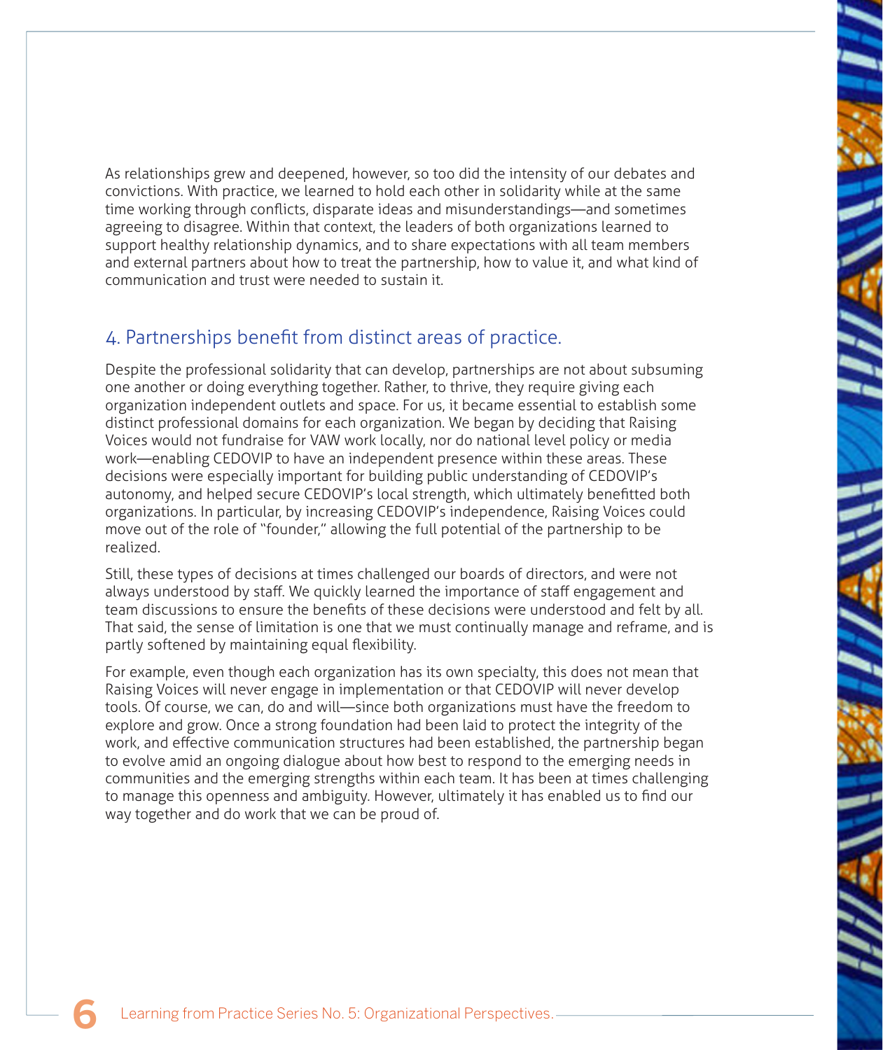As relationships grew and deepened, however, so too did the intensity of our debates and convictions. With practice, we learned to hold each other in solidarity while at the same time working through conflicts, disparate ideas and misunderstandings—and sometimes agreeing to disagree. Within that context, the leaders of both organizations learned to support healthy relationship dynamics, and to share expectations with all team members and external partners about how to treat the partnership, how to value it, and what kind of communication and trust were needed to sustain it.

## 4. Partnerships benefit from distinct areas of practice.

Despite the professional solidarity that can develop, partnerships are not about subsuming one another or doing everything together. Rather, to thrive, they require giving each organization independent outlets and space. For us, it became essential to establish some distinct professional domains for each organization. We began by deciding that Raising Voices would not fundraise for VAW work locally, nor do national level policy or media work—enabling CEDOVIP to have an independent presence within these areas. These decisions were especially important for building public understanding of CEDOVIP's autonomy, and helped secure CEDOVIP's local strength, which ultimately benefitted both organizations. In particular, by increasing CEDOVIP's independence, Raising Voices could move out of the role of "founder," allowing the full potential of the partnership to be realized.

Still, these types of decisions at times challenged our boards of directors, and were not always understood by staff. We quickly learned the importance of staff engagement and team discussions to ensure the benefits of these decisions were understood and felt by all. That said, the sense of limitation is one that we must continually manage and reframe, and is partly softened by maintaining equal flexibility.

For example, even though each organization has its own specialty, this does not mean that Raising Voices will never engage in implementation or that CEDOVIP will never develop tools. Of course, we can, do and will—since both organizations must have the freedom to explore and grow. Once a strong foundation had been laid to protect the integrity of the work, and effective communication structures had been established, the partnership began to evolve amid an ongoing dialogue about how best to respond to the emerging needs in communities and the emerging strengths within each team. It has been at times challenging to manage this openness and ambiguity. However, ultimately it has enabled us to find our way together and do work that we can be proud of.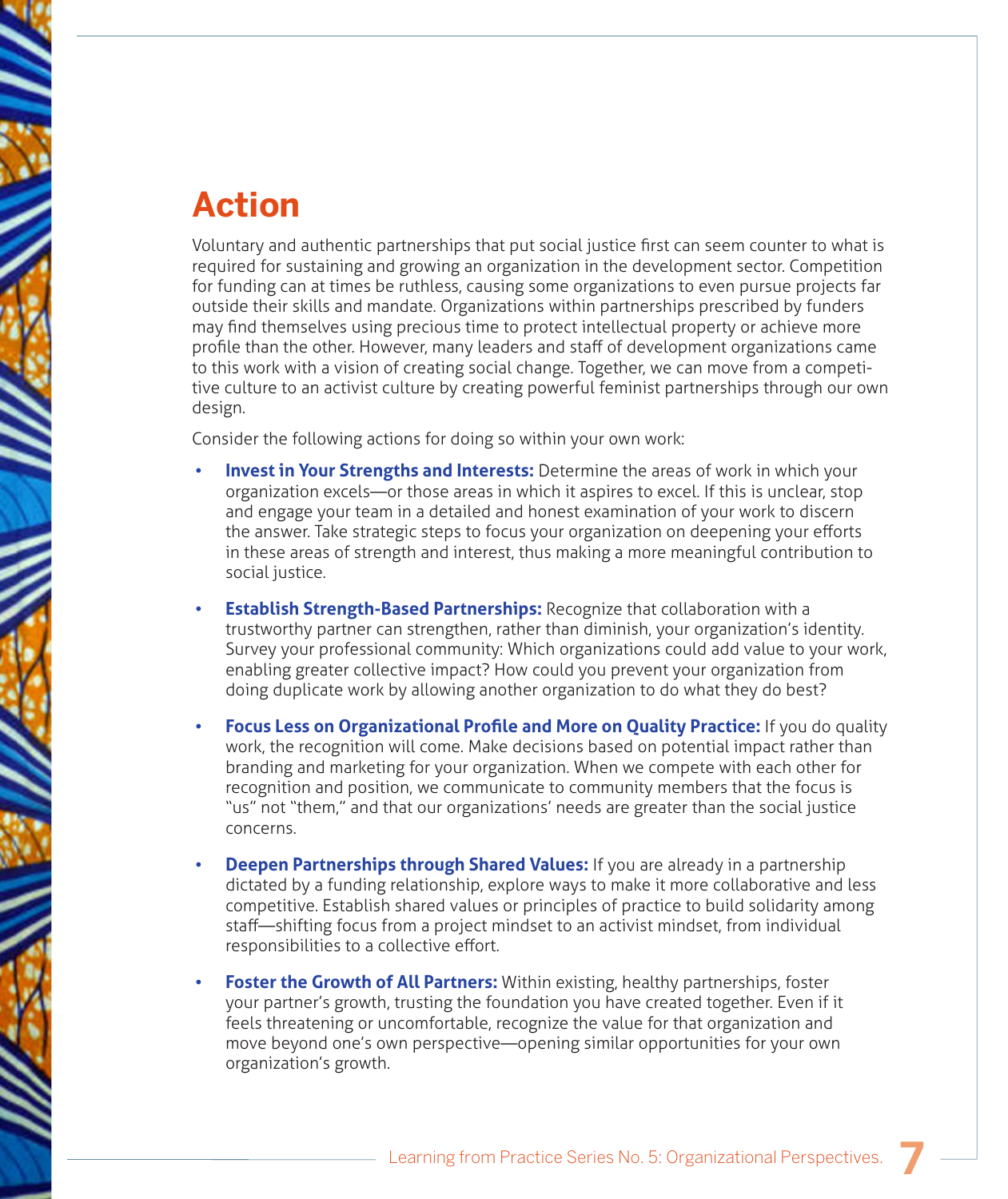# Action

Voluntary and authentic partnerships that put social justice first can seem counter to what is required for sustaining and growing an organization in the development sector. Competition for funding can at times be ruthless, causing some organizations to even pursue projects far outside their skills and mandate. Organizations within partnerships prescribed by funders may find themselves using precious time to protect intellectual property or achieve more profile than the other. However, many leaders and staff of development organizations came to this work with a vision of creating social change. Together, we can move from a competitive culture to an activist culture by creating powerful feminist partnerships through our own design.

Consider the following actions for doing so within your own work:

- **Invest in Your Strengths and Interests:** Determine the areas of work in which your organization excels—or those areas in which it aspires to excel. If this is unclear, stop and engage your team in a detailed and honest examination of your work to discern the answer. Take strategic steps to focus your organization on deepening your efforts in these areas of strength and interest, thus making a more meaningful contribution to social justice.
- **Establish Strength-Based Partnerships:** Recognize that collaboration with a trustworthy partner can strengthen, rather than diminish, your organization's identity. Survey your professional community: Which organizations could add value to your work, enabling greater collective impact? How could you prevent your organization from doing duplicate work by allowing another organization to do what they do best?
- **Focus Less on Organizational Profile and More on Quality Practice:** If you do quality work, the recognition will come. Make decisions based on potential impact rather than branding and marketing for your organization. When we compete with each other for recognition and position, we communicate to community members that the focus is "us" not "them," and that our organizations' needs are greater than the social justice concerns.
- **Deepen Partnerships through Shared Values:** If you are already in a partnership dictated by a funding relationship, explore ways to make it more collaborative and less competitive. Establish shared values or principles of practice to build solidarity among staff—shifting focus from a project mindset to an activist mindset, from individual responsibilities to a collective effort.
- **Foster the Growth of All Partners:** Within existing, healthy partnerships, foster your partner's growth, trusting the foundation you have created together. Even if it feels threatening or uncomfortable, recognize the value for that organization and move beyond one's own perspective—opening similar opportunities for your own organization's growth.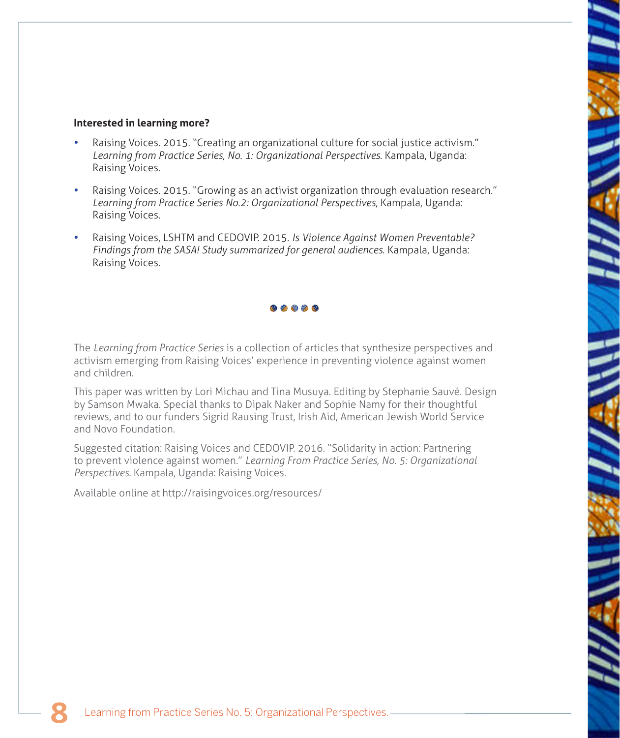**Interested in learning more?**

- Raising Voices. 2015. "Creating an organizational culture for social justice activism." *Learning from Practice Series, No. 1: Organizational Perspectives.* Kampala, Uganda: Raising Voices.
- Raising Voices. 2015. "Growing as an activist organization through evaluation research." *Learning from Practice Series No.2: Organizational Perspectives*, Kampala, Uganda: Raising Voices.
- Raising Voices, LSHTM and CEDOVIP. 2015. *Is Violence Against Women Preventable? Findings from the SASA! Study summarized for general audiences.* Kampala, Uganda: Raising Voices.

The *Learning from Practice Series* is a collection of articles that synthesize perspectives and activism emerging from Raising Voices' experience in preventing violence against women and children.

This paper was written by Lori Michau and Tina Musuya. Editing by Stephanie Sauvé. Design by Samson Mwaka. Special thanks to Dipak Naker and Sophie Namy for their thoughtful reviews, and to our funders Sigrid Rausing Trust, Irish Aid, American Jewish World Service and Novo Foundation.

Suggested citation: Raising Voices and CEDOVIP. 2016. "Solidarity in action: Partnering to prevent violence against women." *Learning From Practice Series, No. 5: Organizational Perspectives.* Kampala, Uganda: Raising Voices.

Available online at http://raisingvoices.org/resources/